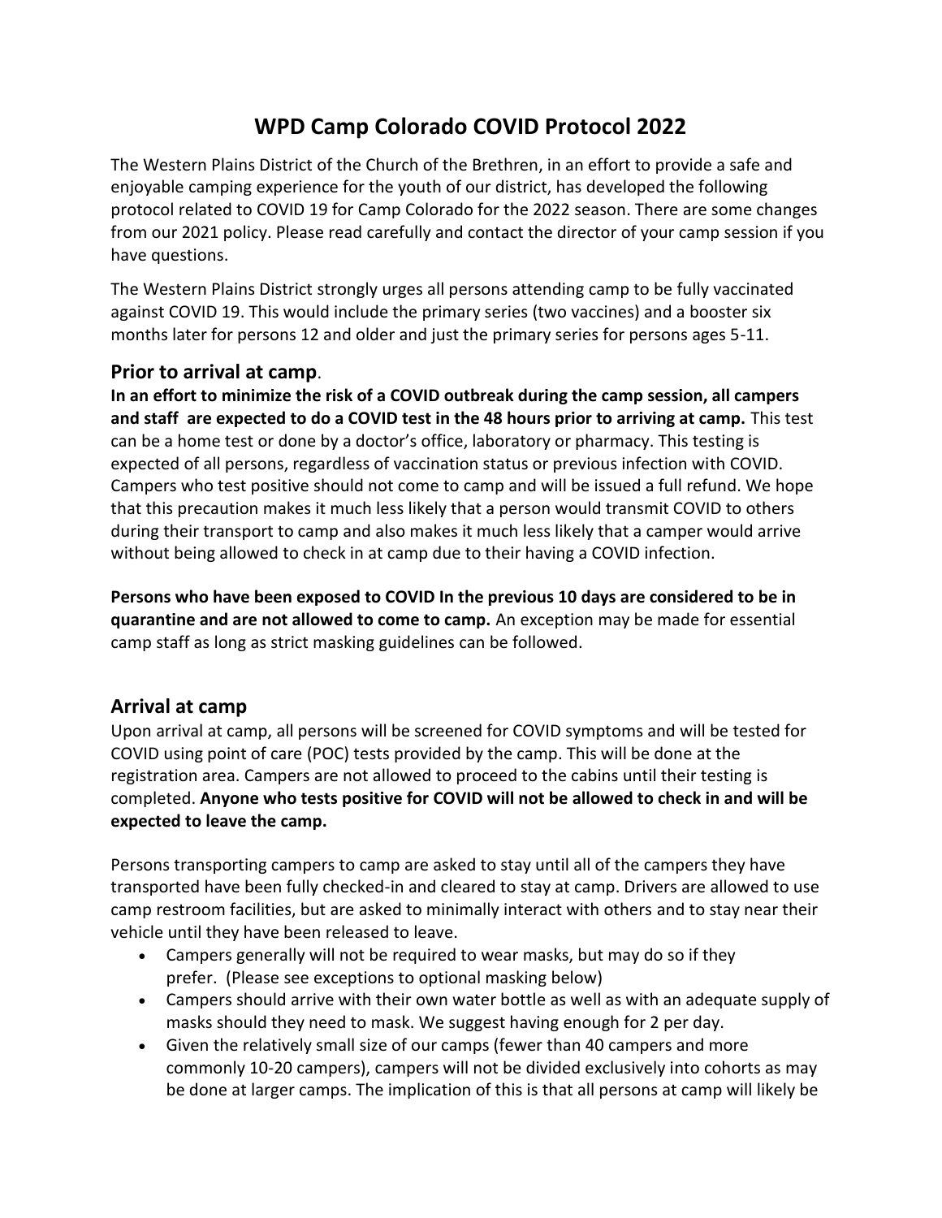# WPD Camp Colorado COVID Protocol 2022

The Western Plains District of the Church of the Brethren, in an effort to provide a safe and enjoyable camping experience for the youth of our district, has developed the following protocol related to COVID 19 for Camp Colorado for the 2022 season. There are some changes from our 2021 policy. Please read carefully and contact the director of your camp session if you have questions.

The Western Plains District strongly urges all persons attending camp to be fully vaccinated against COVID 19. This would include the primary series (two vaccines) and a booster six months later for persons 12 and older and just the primary series for persons ages 5-11.

## Prior to arrival at camp.

**In an effort to minimize the risk of a COVID outbreak during the camp session, all campers and staff are expected to do a COVID test in the 48 hours prior to arriving at camp.** This test can be a home test or done by a doctor's office, laboratory or pharmacy. This testing is expected of all persons, regardless of vaccination status or previous infection with COVID. Campers who test positive should not come to camp and will be issued a full refund. We hope that this precaution makes it much less likely that a person would transmit COVID to others during their transport to camp and also makes it much less likely that a camper would arrive without being allowed to check in at camp due to their having a COVID infection.

**Persons who have been exposed to COVID In the previous 10 days are considered to be in quarantine and are not allowed to come to camp.** An exception may be made for essential camp staff as long as strict masking guidelines can be followed.

## Arrival at camp

Upon arrival at camp, all persons will be screened for COVID symptoms and will be tested for COVID using point of care (POC) tests provided by the camp. This will be done at the registration area. Campers are not allowed to proceed to the cabins until their testing is completed. **Anyone who tests positive for COVID will not be allowed to check in and will be expected to leave the camp.**

Persons transporting campers to camp are asked to stay until all of the campers they have transported have been fully checked-in and cleared to stay at camp. Drivers are allowed to use camp restroom facilities, but are asked to minimally interact with others and to stay near their vehicle until they have been released to leave.

- Campers generally will not be required to wear masks, but may do so if they prefer. (Please see exceptions to optional masking below)
- Campers should arrive with their own water bottle as well as with an adequate supply of masks should they need to mask. We suggest having enough for 2 per day.
- Given the relatively small size of our camps (fewer than 40 campers and more commonly 10-20 campers), campers will not be divided exclusively into cohorts as may be done at larger camps. The implication of this is that all persons at camp will likely be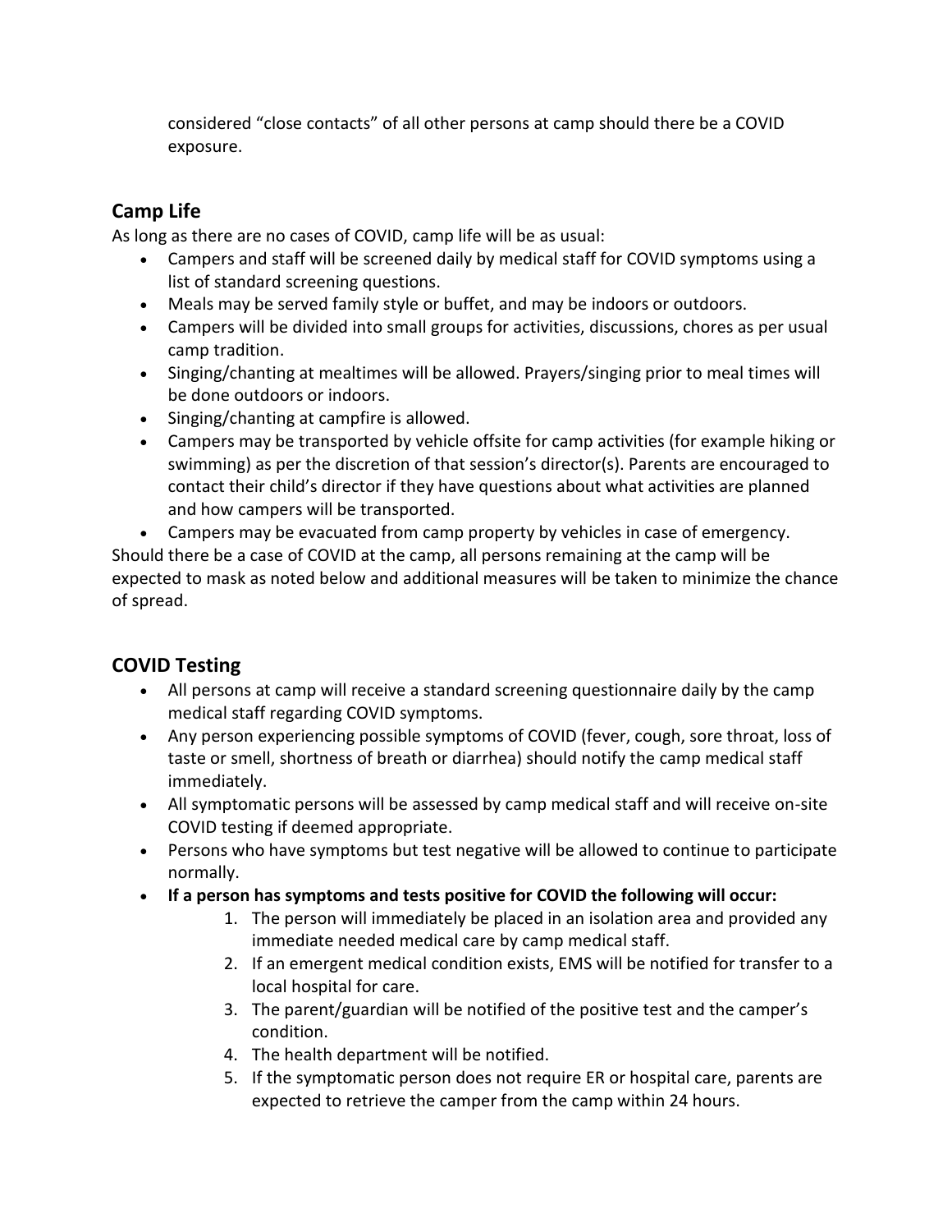considered “close contacts” of all other persons at camp should there be a COVID exposure.

## Camp Life

As long as there are no cases of COVID, camp life will be as usual:

- Campers and staff will be screened daily by medical staff for COVID symptoms using a list of standard screening questions.
- Meals may be served family style or buffet, and may be indoors or outdoors.
- Campers will be divided into small groups for activities, discussions, chores as per usual camp tradition.
- Singing/chanting at mealtimes will be allowed. Prayers/singing prior to meal times will be done outdoors or indoors.
- Singing/chanting at campfire is allowed.
- Campers may be transported by vehicle offsite for camp activities (for example hiking or swimming) as per the discretion of that session’s director(s). Parents are encouraged to contact their child’s director if they have questions about what activities are planned and how campers will be transported.
- Campers may be evacuated from camp property by vehicles in case of emergency.

Should there be a case of COVID at the camp, all persons remaining at the camp will be expected to mask as noted below and additional measures will be taken to minimize the chance of spread.

## COVID Testing

- All persons at camp will receive a standard screening questionnaire daily by the camp medical staff regarding COVID symptoms.
- Any person experiencing possible symptoms of COVID (fever, cough, sore throat, loss of taste or smell, shortness of breath or diarrhea) should notify the camp medical staff immediately.
- All symptomatic persons will be assessed by camp medical staff and will receive on-site COVID testing if deemed appropriate.
- Persons who have symptoms but test negative will be allowed to continue to participate normally.
- **If a person has symptoms and tests positive for COVID the following will occur:**
  1. The person will immediately be placed in an isolation area and provided any immediate needed medical care by camp medical staff.
  2. If an emergent medical condition exists, EMS will be notified for transfer to a local hospital for care.
  3. The parent/guardian will be notified of the positive test and the camper’s condition.
  4. The health department will be notified.
  5. If the symptomatic person does not require ER or hospital care, parents are expected to retrieve the camper from the camp within 24 hours.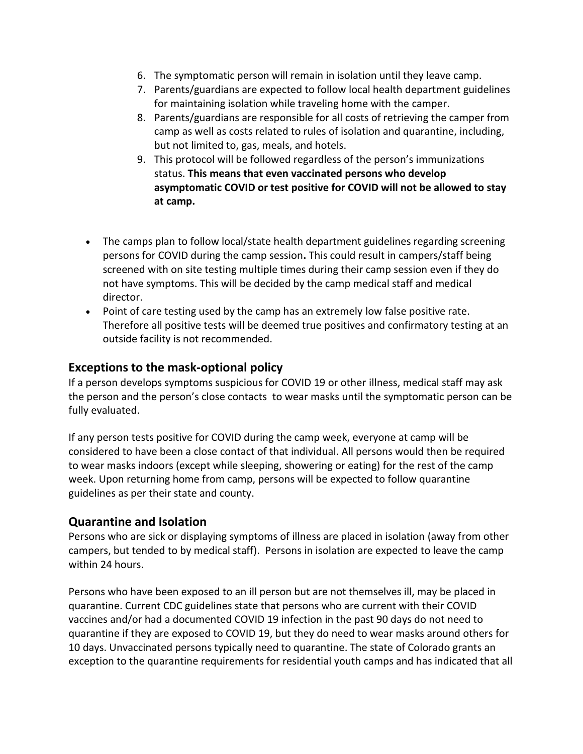6. The symptomatic person will remain in isolation until they leave camp.
7. Parents/guardians are expected to follow local health department guidelines for maintaining isolation while traveling home with the camper.
8. Parents/guardians are responsible for all costs of retrieving the camper from camp as well as costs related to rules of isolation and quarantine, including, but not limited to, gas, meals, and hotels.
9. This protocol will be followed regardless of the person's immunizations status. **This means that even vaccinated persons who develop asymptomatic COVID or test positive for COVID will not be allowed to stay at camp.**

- The camps plan to follow local/state health department guidelines regarding screening persons for COVID during the camp session**.** This could result in campers/staff being screened with on site testing multiple times during their camp session even if they do not have symptoms. This will be decided by the camp medical staff and medical director.
- Point of care testing used by the camp has an extremely low false positive rate. Therefore all positive tests will be deemed true positives and confirmatory testing at an outside facility is not recommended.

## Exceptions to the mask-optional policy

If a person develops symptoms suspicious for COVID 19 or other illness, medical staff may ask the person and the person's close contacts to wear masks until the symptomatic person can be fully evaluated.

If any person tests positive for COVID during the camp week, everyone at camp will be considered to have been a close contact of that individual. All persons would then be required to wear masks indoors (except while sleeping, showering or eating) for the rest of the camp week. Upon returning home from camp, persons will be expected to follow quarantine guidelines as per their state and county.

## Quarantine and Isolation

Persons who are sick or displaying symptoms of illness are placed in isolation (away from other campers, but tended to by medical staff). Persons in isolation are expected to leave the camp within 24 hours.

Persons who have been exposed to an ill person but are not themselves ill, may be placed in quarantine. Current CDC guidelines state that persons who are current with their COVID vaccines and/or had a documented COVID 19 infection in the past 90 days do not need to quarantine if they are exposed to COVID 19, but they do need to wear masks around others for 10 days. Unvaccinated persons typically need to quarantine. The state of Colorado grants an exception to the quarantine requirements for residential youth camps and has indicated that all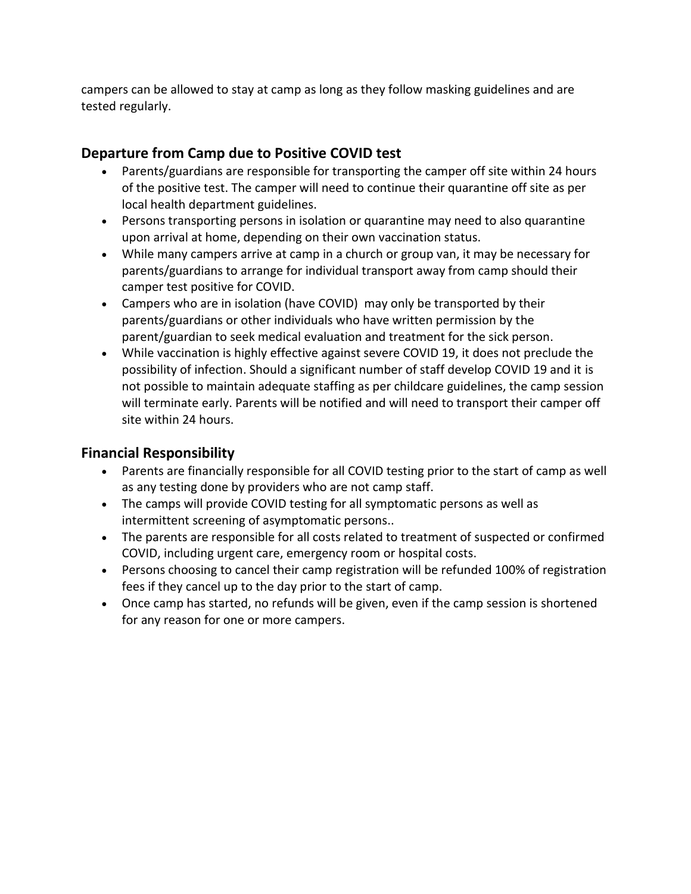campers can be allowed to stay at camp as long as they follow masking guidelines and are tested regularly.

## Departure from Camp due to Positive COVID test

- Parents/guardians are responsible for transporting the camper off site within 24 hours of the positive test. The camper will need to continue their quarantine off site as per local health department guidelines.
- Persons transporting persons in isolation or quarantine may need to also quarantine upon arrival at home, depending on their own vaccination status.
- While many campers arrive at camp in a church or group van, it may be necessary for parents/guardians to arrange for individual transport away from camp should their camper test positive for COVID.
- Campers who are in isolation (have COVID)  may only be transported by their parents/guardians or other individuals who have written permission by the parent/guardian to seek medical evaluation and treatment for the sick person.
- While vaccination is highly effective against severe COVID 19, it does not preclude the possibility of infection. Should a significant number of staff develop COVID 19 and it is not possible to maintain adequate staffing as per childcare guidelines, the camp session will terminate early. Parents will be notified and will need to transport their camper off site within 24 hours.

## Financial Responsibility

- Parents are financially responsible for all COVID testing prior to the start of camp as well as any testing done by providers who are not camp staff.
- The camps will provide COVID testing for all symptomatic persons as well as intermittent screening of asymptomatic persons..
- The parents are responsible for all costs related to treatment of suspected or confirmed COVID, including urgent care, emergency room or hospital costs.
- Persons choosing to cancel their camp registration will be refunded 100% of registration fees if they cancel up to the day prior to the start of camp.
- Once camp has started, no refunds will be given, even if the camp session is shortened for any reason for one or more campers.